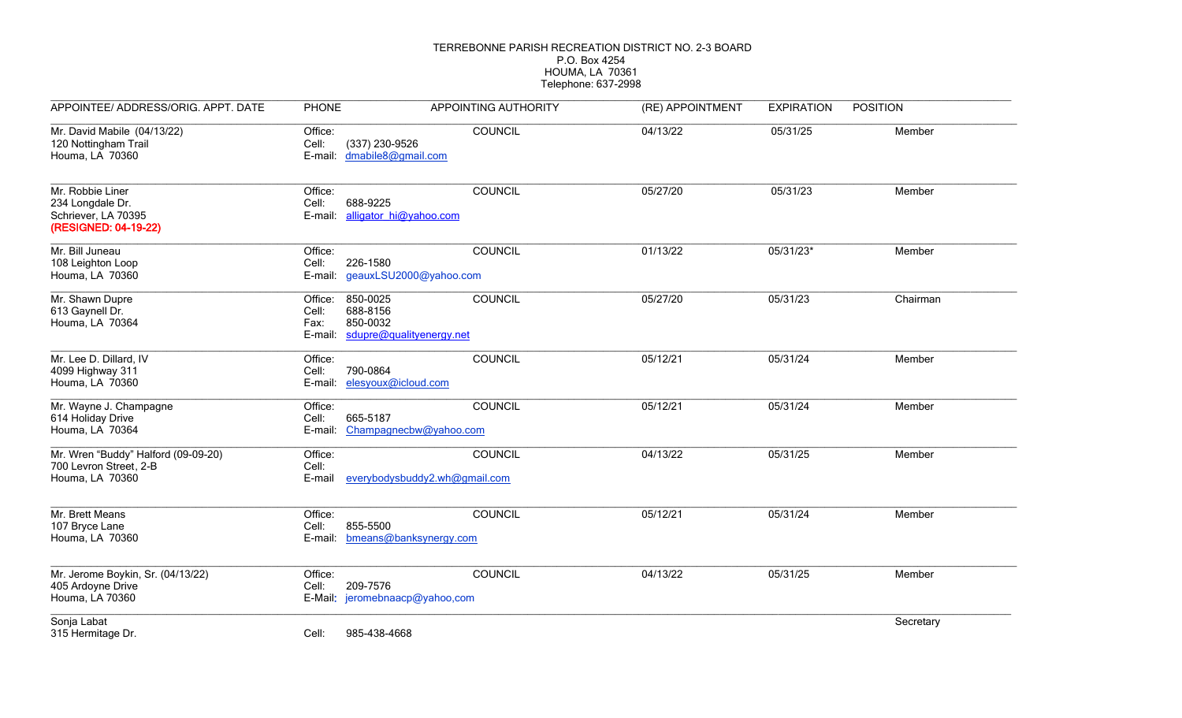TERREBONNE PARISH RECREATION DISTRICT NO. 2-3 BOARD
P.O. Box 4254
HOUMA, LA 70361
Telephone: 637-2998

| APPOINTEE/ ADDRESS/ORIG. APPT. DATE | PHONE | APPOINTING AUTHORITY | (RE) APPOINTMENT | EXPIRATION | POSITION |
|---|---|---|---|---|---|
| Mr. David Mabile (04/13/22)<br>120 Nottingham Trail<br>Houma, LA 70360 | Office:<br>Cell: (337) 230-9526<br>E-mail: dmabile8@gmail.com | COUNCIL | 04/13/22 | 05/31/25 | Member |
| Mr. Robbie Liner<br>234 Longdale Dr.<br>Schriever, LA 70395<br>**(RESIGNED: 04-19-22)** | Office:<br>Cell: 688-9225<br>E-mail: alligator_hi@yahoo.com | COUNCIL | 05/27/20 | 05/31/23 | Member |
| Mr. Bill Juneau<br>108 Leighton Loop<br>Houma, LA 70360 | Office:<br>Cell: 226-1580<br>E-mail: geauxLSU2000@yahoo.com | COUNCIL | 01/13/22 | 05/31/23* | Member |
| Mr. Shawn Dupre<br>613 Gaynell Dr.<br>Houma, LA 70364 | Office: 850-0025<br>Cell: 688-8156<br>Fax: 850-0032<br>E-mail: sdupre@qualityenergy.net | COUNCIL | 05/27/20 | 05/31/23 | Chairman |
| Mr. Lee D. Dillard, IV<br>4099 Highway 311<br>Houma, LA 70360 | Office:<br>Cell: 790-0864<br>E-mail: elesyoux@icloud.com | COUNCIL | 05/12/21 | 05/31/24 | Member |
| Mr. Wayne J. Champagne<br>614 Holiday Drive<br>Houma, LA 70364 | Office:<br>Cell: 665-5187<br>E-mail: Champagnecbw@yahoo.com | COUNCIL | 05/12/21 | 05/31/24 | Member |
| Mr. Wren "Buddy" Halford (09-09-20)<br>700 Levron Street, 2-B<br>Houma, LA 70360 | Office:<br>Cell:<br>E-mail everybodysbuddy2.wh@gmail.com | COUNCIL | 04/13/22 | 05/31/25 | Member |
| Mr. Brett Means<br>107 Bryce Lane<br>Houma, LA 70360 | Office:<br>Cell: 855-5500<br>E-mail: bmeans@banksynergy.com | COUNCIL | 05/12/21 | 05/31/24 | Member |
| Mr. Jerome Boykin, Sr. (04/13/22)<br>405 Ardoyne Drive<br>Houma, LA 70360 | Office:<br>Cell: 209-7576<br>E-Mail: jeromebnaacp@yahoo,com | COUNCIL | 04/13/22 | 05/31/25 | Member |
| Sonja Labat<br>315 Hermitage Dr. | Cell: 985-438-4668 | | | | Secretary |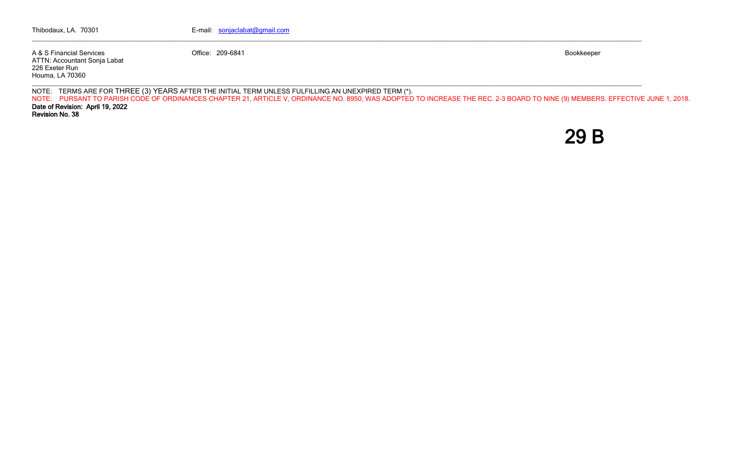| | | |
|---|---|---|
| Thibodaux, LA. 70301 | E-mail: sonjaclabat@gmail.com | |
| A & S Financial Services<br>ATTN: Accountant Sonja Labat<br>226 Exeter Run<br>Houma, LA 70360 | Office: 209-6841 | Bookkeeper |

NOTE: TERMS ARE FOR THREE (3) YEARS AFTER THE INITIAL TERM UNLESS FULFILLING AN UNEXPIRED TERM (*).

NOTE: PURSUANT TO PARISH CODE OF ORDINANCES CHAPTER 21, ARTICLE V, ORDINANCE NO. 8950, WAS ADOPTED TO INCREASE THE REC. 2-3 BOARD TO NINE (9) MEMBERS. EFFECTIVE JUNE 1, 2018.

**Date of Revision: April 19, 2022**

**Revision No. 38**

# 29 B